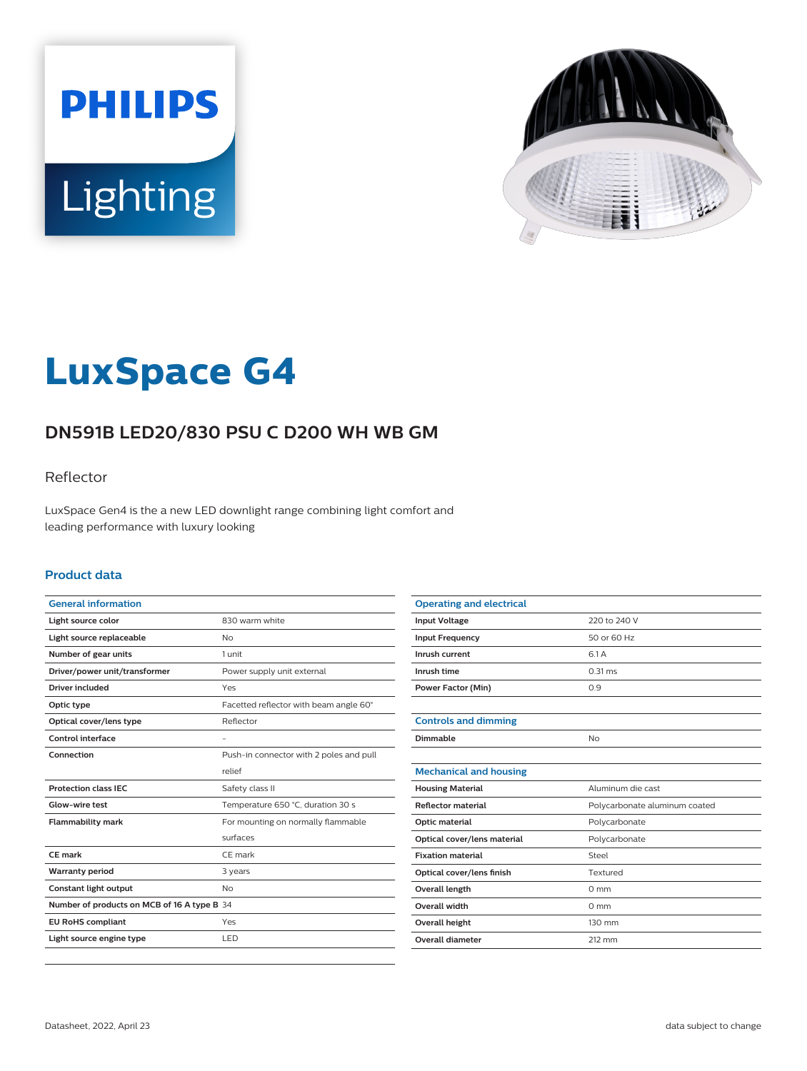# LuxSpace G4

## DN591B LED20/830 PSU C D200 WH WB GM

Reflector

LuxSpace Gen4 is the a new LED downlight range combining light comfort and leading performance with luxury looking

### Product data

| General information | |
|---|---|
| Light source color | 830 warm white |
| Light source replaceable | No |
| Number of gear units | 1 unit |
| Driver/power unit/transformer | Power supply unit external |
| Driver included | Yes |
| Optic type | Facetted reflector with beam angle 60° |
| Optical cover/lens type | Reflector |
| Control interface | - |
| Connection | Push-in connector with 2 poles and pull relief |
| Protection class IEC | Safety class II |
| Glow-wire test | Temperature 650 °C, duration 30 s |
| Flammability mark | For mounting on normally flammable surfaces |
| CE mark | CE mark |
| Warranty period | 3 years |
| Constant light output | No |
| Number of products on MCB of 16 A type B | 34 |
| EU RoHS compliant | Yes |
| Light source engine type | LED |

| Operating and electrical | |
|---|---|
| Input Voltage | 220 to 240 V |
| Input Frequency | 50 or 60 Hz |
| Inrush current | 6.1 A |
| Inrush time | 0.31 ms |
| Power Factor (Min) | 0.9 |

| Controls and dimming | |
|---|---|
| Dimmable | No |

| Mechanical and housing | |
|---|---|
| Housing Material | Aluminum die cast |
| Reflector material | Polycarbonate aluminum coated |
| Optic material | Polycarbonate |
| Optical cover/lens material | Polycarbonate |
| Fixation material | Steel |
| Optical cover/lens finish | Textured |
| Overall length | 0 mm |
| Overall width | 0 mm |
| Overall height | 130 mm |
| Overall diameter | 212 mm |

Datasheet, 2022, April 23

data subject to change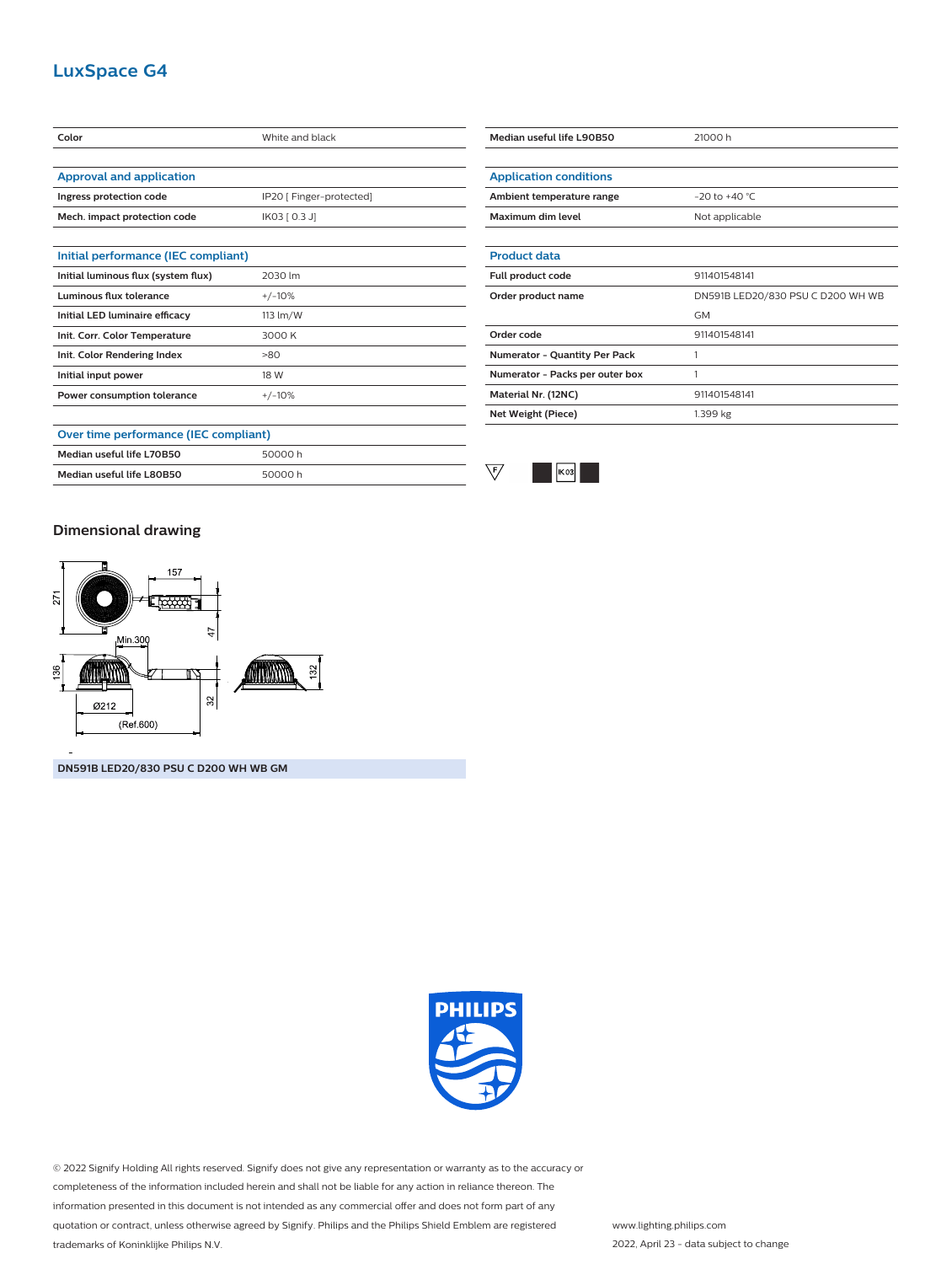## LuxSpace G4

| | |
|---|---|
| Color | White and black |

### Approval and application

| | |
|---|---|
| Ingress protection code | IP20 [ Finger-protected] |
| Mech. impact protection code | IK03 [ 0.3 J] |

### Initial performance (IEC compliant)

| | |
|---|---|
| Initial luminous flux (system flux) | 2030 lm |
| Luminous flux tolerance | +/-10% |
| Initial LED luminaire efficacy | 113 lm/W |
| Init. Corr. Color Temperature | 3000 K |
| Init. Color Rendering Index | >80 |
| Initial input power | 18 W |
| Power consumption tolerance | +/-10% |

### Over time performance (IEC compliant)

| | |
|---|---|
| Median useful life L70B50 | 50000 h |
| Median useful life L80B50 | 50000 h |
| Median useful life L90B50 | 21000 h |

### Application conditions

| | |
|---|---|
| Ambient temperature range | -20 to +40 °C |
| Maximum dim level | Not applicable |

### Product data

| | |
|---|---|
| Full product code | 911401548141 |
| Order product name | DN591B LED20/830 PSU C D200 WH WB GM |
| Order code | 911401548141 |
| Numerator - Quantity Per Pack | 1 |
| Numerator - Packs per outer box | 1 |
| Material Nr. (12NC) | 911401548141 |
| Net Weight (Piece) | 1.399 kg |

F IK03

## Dimensional drawing

271
157
47
Min.300
136
Ø212
32
(Ref.600)
132

DN591B LED20/830 PSU C D200 WH WB GM

PHILIPS

© 2022 Signify Holding All rights reserved. Signify does not give any representation or warranty as to the accuracy or completeness of the information included herein and shall not be liable for any action in reliance thereon. The information presented in this document is not intended as any commercial offer and does not form part of any quotation or contract, unless otherwise agreed by Signify. Philips and the Philips Shield Emblem are registered trademarks of Koninklijke Philips N.V.

www.lighting.philips.com
2022, April 23 - data subject to change